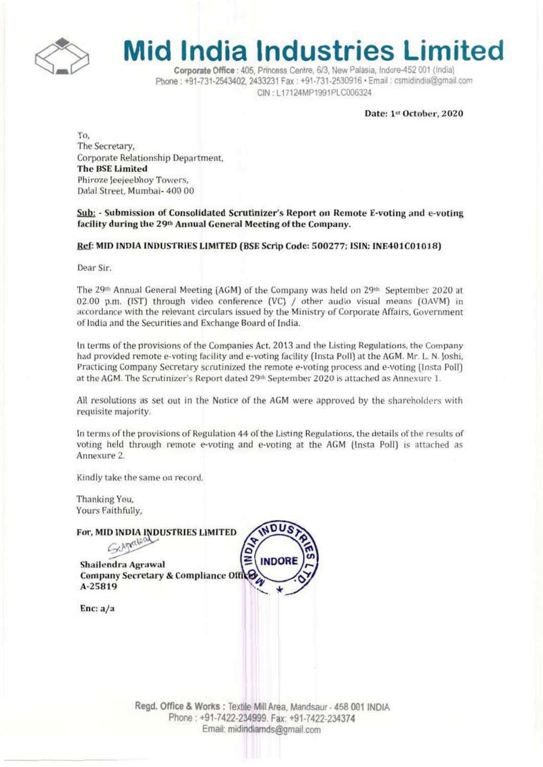# Mid India Industries Limited

**Corporate Office** : 405, Princess Centre, 6/3, New Palasia, Indore-452 001 (India)
Phone : +91-731-2543402, 2433231 Fax : +91-731-2530916 • Email : csmidindia@gmail.com
CIN : L17124MP1991PLC006324

**Date: 1st October, 2020**

To,
The Secretary,
Corporate Relationship Department,
**The BSE Limited**
Phiroze Jeejeebhoy Towers,
Dalal Street, Mumbai- 400 00

**Sub: - Submission of Consolidated Scrutinizer's Report on Remote E-voting and e-voting facility during the 29th Annual General Meeting of the Company.**

**Ref: MID INDIA INDUSTRIES LIMITED (BSE Scrip Code: 500277; ISIN: INE401C01018)**

Dear Sir,

The 29th Annual General Meeting (AGM) of the Company was held on 29th September 2020 at 02.00 p.m. (IST) through video conference (VC) / other audio visual means (OAVM) in accordance with the relevant circulars issued by the Ministry of Corporate Affairs, Government of India and the Securities and Exchange Board of India.

In terms of the provisions of the Companies Act, 2013 and the Listing Regulations, the Company had provided remote e-voting facility and e-voting facility (Insta Poll) at the AGM. Mr. L. N. Joshi, Practicing Company Secretary scrutinized the remote e-voting process and e-voting (Insta Poll) at the AGM. The Scrutinizer's Report dated 29th September 2020 is attached as Annexure 1.

All resolutions as set out in the Notice of the AGM were approved by the shareholders with requisite majority.

In terms of the provisions of Regulation 44 of the Listing Regulations, the details of the results of voting held through remote e-voting and e-voting at the AGM (Insta Poll) is attached as Annexure 2.

Kindly take the same on record.

Thanking You,
Yours Faithfully,

**For, MID INDIA INDUSTRIES LIMITED**

**Shailendra Agrawal**
**Company Secretary & Compliance Officer**
**A-25819**

**Enc: a/a**

**Regd. Office & Works** : Textile Mill Area, Mandsaur - 458 001 INDIA
Phone : +91-7422-234999. Fax: +91-7422-234374
Email: midindiamds@gmail.com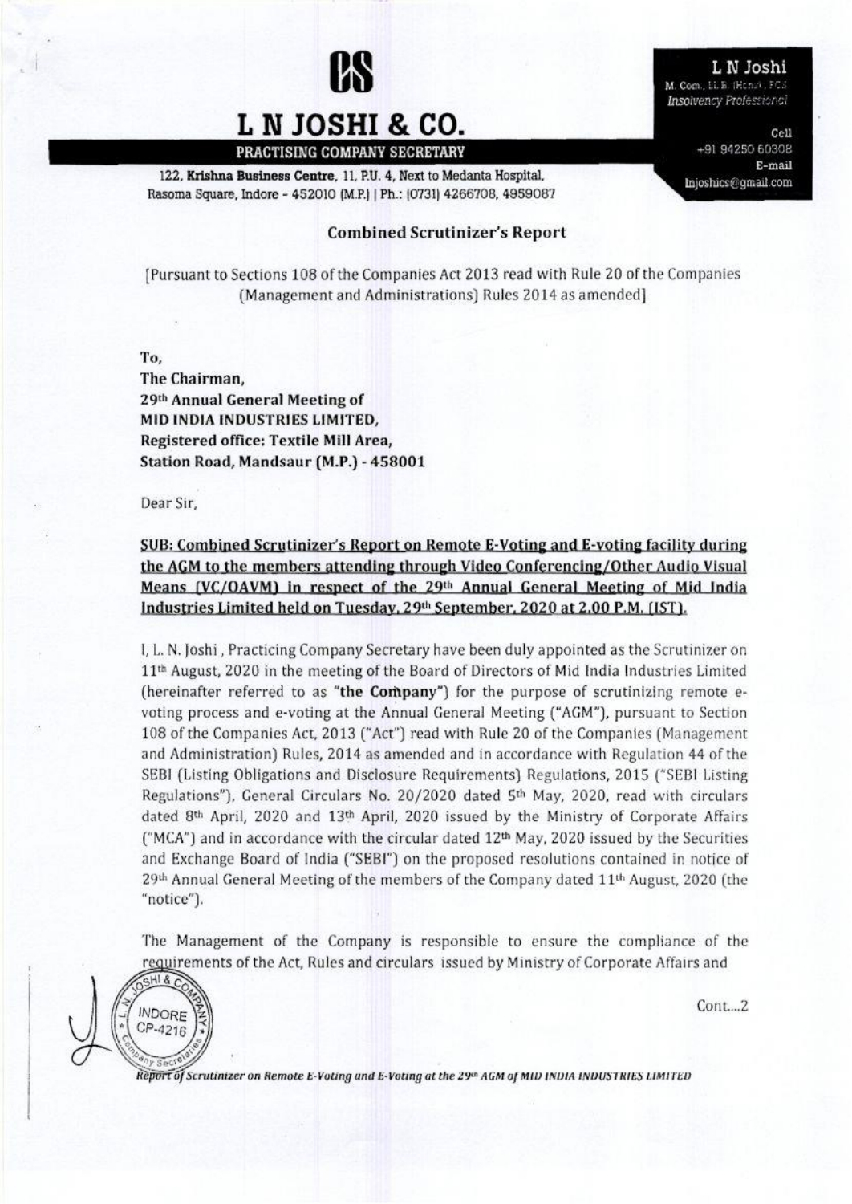# L N JOSHI & CO.

**PRACTISING COMPANY SECRETARY**

122, **Krishna Business Centre**, 11, P.U. 4, Next to Medanta Hospital, Rasoma Square, Indore - 452010 (M.P.) | Ph.: (0731) 4266708, 4959087

**L N Joshi**
M. Com., LL.B. (Hons.), FCS
*Insolvency Professional*

Cell
+91 94250 60308
E-mail
lnjoshics@gmail.com

## Combined Scrutinizer's Report

[Pursuant to Sections 108 of the Companies Act 2013 read with Rule 20 of the Companies (Management and Administrations) Rules 2014 as amended]

**To,**
**The Chairman,**
**29th Annual General Meeting of**
**MID INDIA INDUSTRIES LIMITED,**
**Registered office: Textile Mill Area,**
**Station Road, Mandsaur (M.P.) - 458001**

Dear Sir,

**SUB: Combined Scrutinizer's Report on Remote E-Voting and E-voting facility during the AGM to the members attending through Video Conferencing/Other Audio Visual Means (VC/OAVM) in respect of the 29th Annual General Meeting of Mid India Industries Limited held on Tuesday, 29th September, 2020 at 2.00 P.M. (IST).**

I, L. N. Joshi, Practicing Company Secretary have been duly appointed as the Scrutinizer on 11th August, 2020 in the meeting of the Board of Directors of Mid India Industries Limited (hereinafter referred to as **"the Company"**) for the purpose of scrutinizing remote e-voting process and e-voting at the Annual General Meeting ("AGM"), pursuant to Section 108 of the Companies Act, 2013 ("Act") read with Rule 20 of the Companies (Management and Administration) Rules, 2014 as amended and in accordance with Regulation 44 of the SEBI (Listing Obligations and Disclosure Requirements) Regulations, 2015 ("SEBI Listing Regulations"), General Circulars No. 20/2020 dated 5th May, 2020, read with circulars dated 8th April, 2020 and 13th April, 2020 issued by the Ministry of Corporate Affairs ("MCA") and in accordance with the circular dated 12th May, 2020 issued by the Securities and Exchange Board of India ("SEBI") on the proposed resolutions contained in notice of 29th Annual General Meeting of the members of the Company dated 11th August, 2020 (the "notice").

The Management of the Company is responsible to ensure the compliance of the requirements of the Act, Rules and circulars issued by Ministry of Corporate Affairs and

Cont....2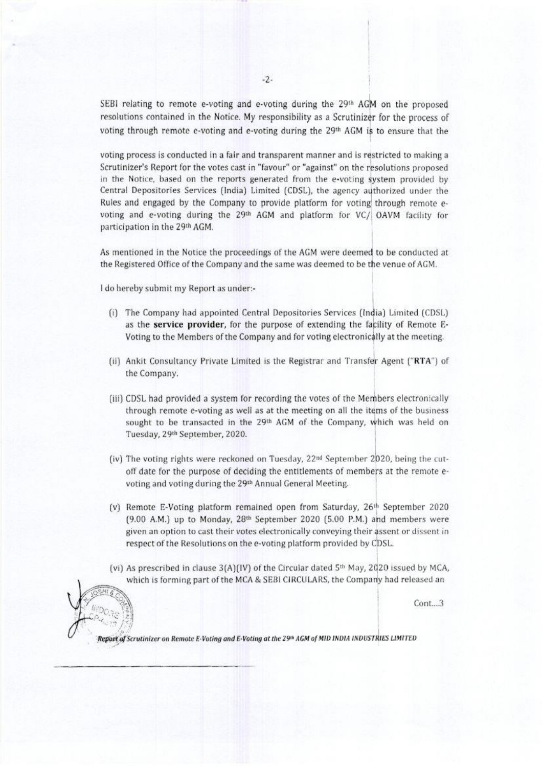SEBI relating to remote e-voting and e-voting during the 29th AGM on the proposed resolutions contained in the Notice. My responsibility as a Scrutinizer for the process of voting through remote e-voting and e-voting during the 29th AGM is to ensure that the

voting process is conducted in a fair and transparent manner and is restricted to making a Scrutinizer's Report for the votes cast in "favour" or "against" on the resolutions proposed in the Notice, based on the reports generated from the e-voting system provided by Central Depositories Services (India) Limited (CDSL), the agency authorized under the Rules and engaged by the Company to provide platform for voting through remote e-voting and e-voting during the 29th AGM and platform for VC/ OAVM facility for participation in the 29th AGM.

As mentioned in the Notice the proceedings of the AGM were deemed to be conducted at the Registered Office of the Company and the same was deemed to be the venue of AGM.

I do hereby submit my Report as under:-

(i) The Company had appointed Central Depositories Services (India) Limited (CDSL) as the **service provider**, for the purpose of extending the facility of Remote E-Voting to the Members of the Company and for voting electronically at the meeting.

(ii) Ankit Consultancy Private Limited is the Registrar and Transfer Agent ("**RTA**") of the Company.

(iii) CDSL had provided a system for recording the votes of the Members electronically through remote e-voting as well as at the meeting on all the items of the business sought to be transacted in the 29th AGM of the Company, which was held on Tuesday, 29th September, 2020.

(iv) The voting rights were reckoned on Tuesday, 22nd September 2020, being the cut-off date for the purpose of deciding the entitlements of members at the remote e-voting and voting during the 29th Annual General Meeting.

(v) Remote E-Voting platform remained open from Saturday, 26th September 2020 (9.00 A.M.) up to Monday, 28th September 2020 (5.00 P.M.) and members were given an option to cast their votes electronically conveying their assent or dissent in respect of the Resolutions on the e-voting platform provided by CDSL.

(vi) As prescribed in clause 3(A)(IV) of the Circular dated 5th May, 2020 issued by MCA, which is forming part of the MCA & SEBI CIRCULARS, the Company had released an

Cont....3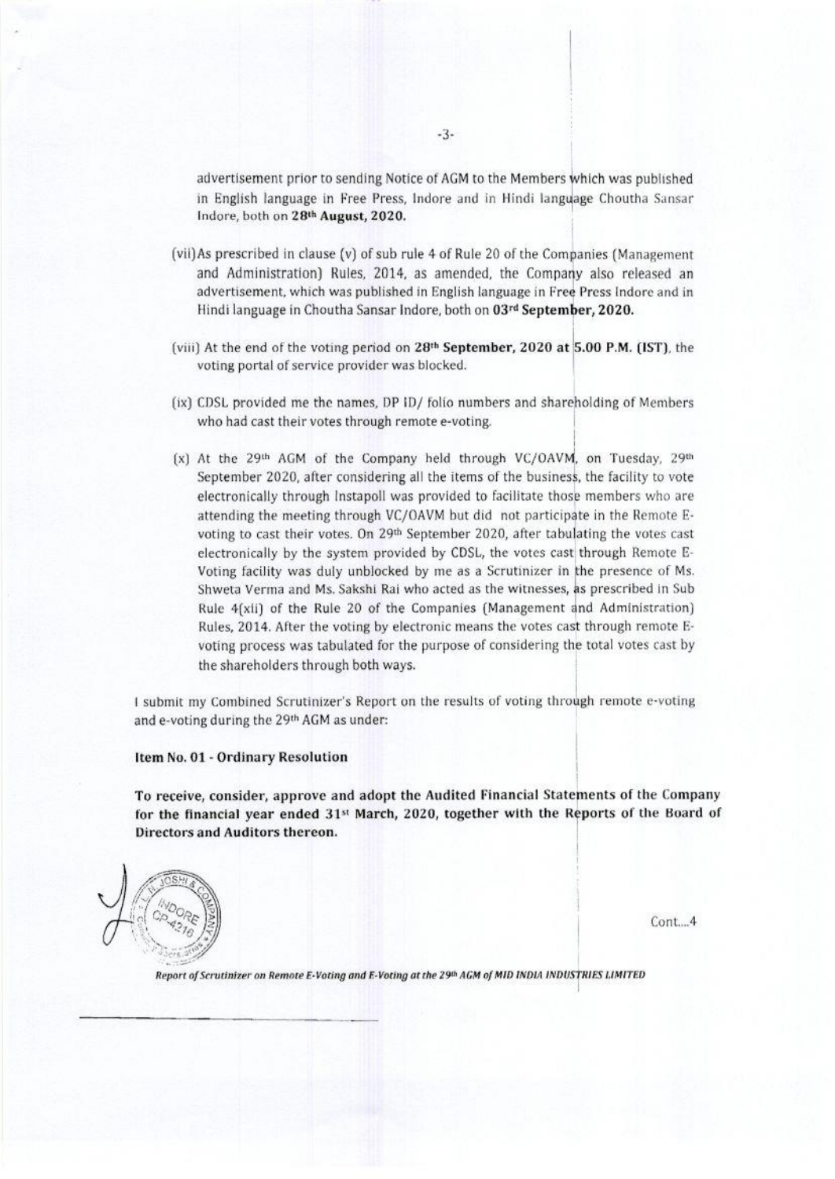advertisement prior to sending Notice of AGM to the Members which was published in English language in Free Press, Indore and in Hindi language Choutha Sansar Indore, both on **28th August, 2020.**

(vii) As prescribed in clause (v) of sub rule 4 of Rule 20 of the Companies (Management and Administration) Rules, 2014, as amended, the Company also released an advertisement, which was published in English language in Free Press Indore and in Hindi language in Choutha Sansar Indore, both on **03rd September, 2020.**

(viii) At the end of the voting period on **28th September, 2020 at 5.00 P.M. (IST)**, the voting portal of service provider was blocked.

(ix) CDSL provided me the names, DP ID/ folio numbers and shareholding of Members who had cast their votes through remote e-voting.

(x) At the 29th AGM of the Company held through VC/OAVM, on Tuesday, 29th September 2020, after considering all the items of the business, the facility to vote electronically through Instapoll was provided to facilitate those members who are attending the meeting through VC/OAVM but did not participate in the Remote E-voting to cast their votes. On 29th September 2020, after tabulating the votes cast electronically by the system provided by CDSL, the votes cast through Remote E-Voting facility was duly unblocked by me as a Scrutinizer in the presence of Ms. Shweta Verma and Ms. Sakshi Rai who acted as the witnesses, as prescribed in Sub Rule 4(xii) of the Rule 20 of the Companies (Management and Administration) Rules, 2014. After the voting by electronic means the votes cast through remote E-voting process was tabulated for the purpose of considering the total votes cast by the shareholders through both ways.

I submit my Combined Scrutinizer's Report on the results of voting through remote e-voting and e-voting during the 29th AGM as under:

**Item No. 01 - Ordinary Resolution**

**To receive, consider, approve and adopt the Audited Financial Statements of the Company for the financial year ended 31st March, 2020, together with the Reports of the Board of Directors and Auditors thereon.**

Cont....4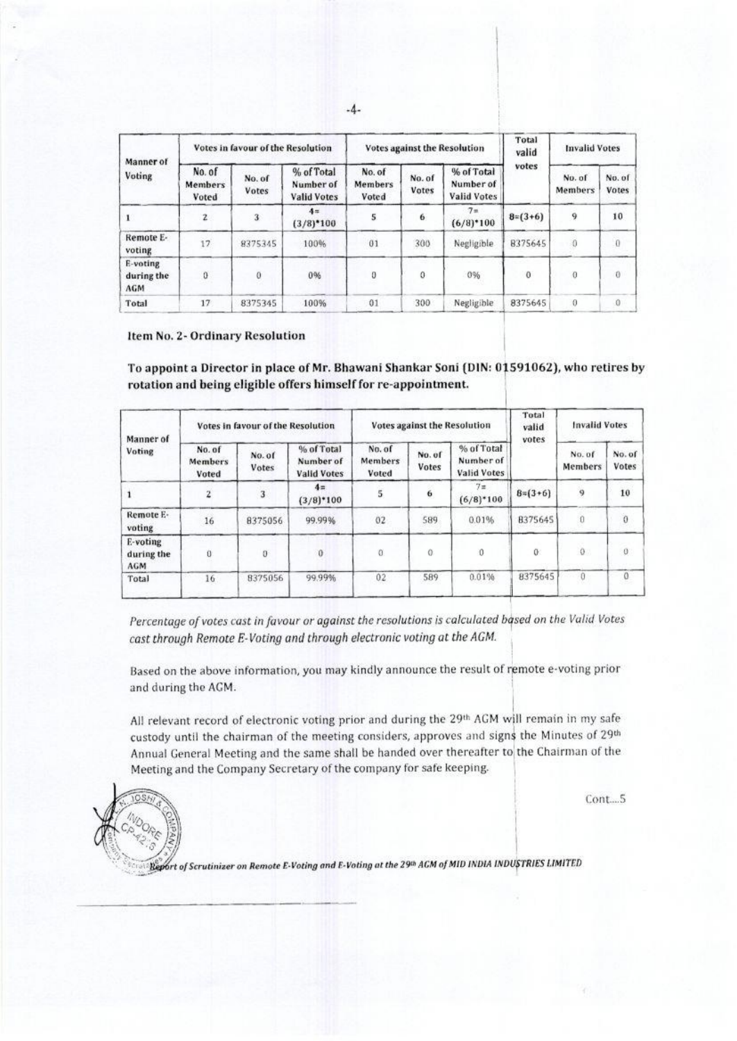| Manner of Voting | Votes in favour of the Resolution | | | Votes against the Resolution | | | Total valid votes | Invalid Votes | |
|---|---|---|---|---|---|---|---|---|---|
| | No. of Members Voted | No. of Votes | % of Total Number of Valid Votes | No. of Members Voted | No. of Votes | % of Total Number of Valid Votes | | No. of Members | No. of Votes |
| 1 | 2 | 3 | 4=(3/8)*100 | 5 | 6 | 7=(6/8)*100 | 8=(3+6) | 9 | 10 |
| Remote E-voting | 17 | 8375345 | 100% | 01 | 300 | Negligible | 8375645 | 0 | 0 |
| E-voting during the AGM | 0 | 0 | 0% | 0 | 0 | 0% | 0 | 0 | 0 |
| Total | 17 | 8375345 | 100% | 01 | 300 | Negligible | 8375645 | 0 | 0 |

**Item No. 2- Ordinary Resolution**

**To appoint a Director in place of Mr. Bhawani Shankar Soni (DIN: 01591062), who retires by rotation and being eligible offers himself for re-appointment.**

| Manner of Voting | Votes in favour of the Resolution | | | Votes against the Resolution | | | Total valid votes | Invalid Votes | |
|---|---|---|---|---|---|---|---|---|---|
| | No. of Members Voted | No. of Votes | % of Total Number of Valid Votes | No. of Members Voted | No. of Votes | % of Total Number of Valid Votes | | No. of Members | No. of Votes |
| 1 | 2 | 3 | 4=(3/8)*100 | 5 | 6 | 7=(6/8)*100 | 8=(3+6) | 9 | 10 |
| Remote E-voting | 16 | 8375056 | 99.99% | 02 | 589 | 0.01% | 8375645 | 0 | 0 |
| E-voting during the AGM | 0 | 0 | 0 | 0 | 0 | 0 | 0 | 0 | 0 |
| Total | 16 | 8375056 | 99.99% | 02 | 589 | 0.01% | 8375645 | 0 | 0 |

*Percentage of votes cast in favour or against the resolutions is calculated based on the Valid Votes cast through Remote E-Voting and through electronic voting at the AGM.*

Based on the above information, you may kindly announce the result of remote e-voting prior and during the AGM.

All relevant record of electronic voting prior and during the 29th AGM will remain in my safe custody until the chairman of the meeting considers, approves and signs the Minutes of 29th Annual General Meeting and the same shall be handed over thereafter to the Chairman of the Meeting and the Company Secretary of the company for safe keeping.

Cont....5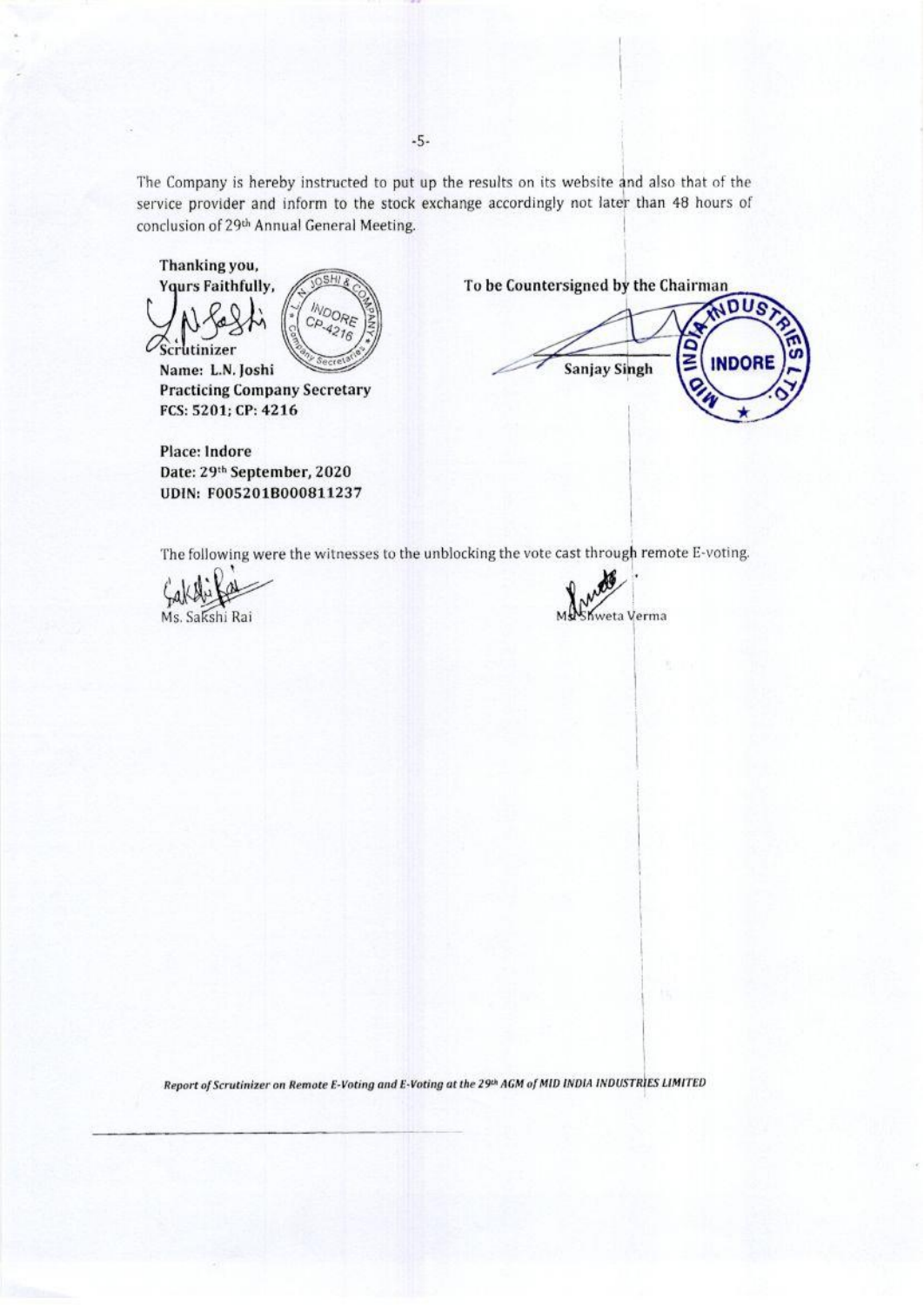The Company is hereby instructed to put up the results on its website and also that of the service provider and inform to the stock exchange accordingly not later than 48 hours of conclusion of 29th Annual General Meeting.

**Thanking you,**
**Yours Faithfully,**

Scrutinizer
**Name: L.N. Joshi**
**Practicing Company Secretary**
**FCS: 5201; CP: 4216**

**Place: Indore**
**Date: 29th September, 2020**
**UDIN: F005201B000811237**

**To be Countersigned by the Chairman**

Sanjay Singh

The following were the witnesses to the unblocking the vote cast through remote E-voting.

Ms. Sakshi Rai

Ms. Shweta Verma

*Report of Scrutinizer on Remote E-Voting and E-Voting at the 29th AGM of MID INDIA INDUSTRIES LIMITED*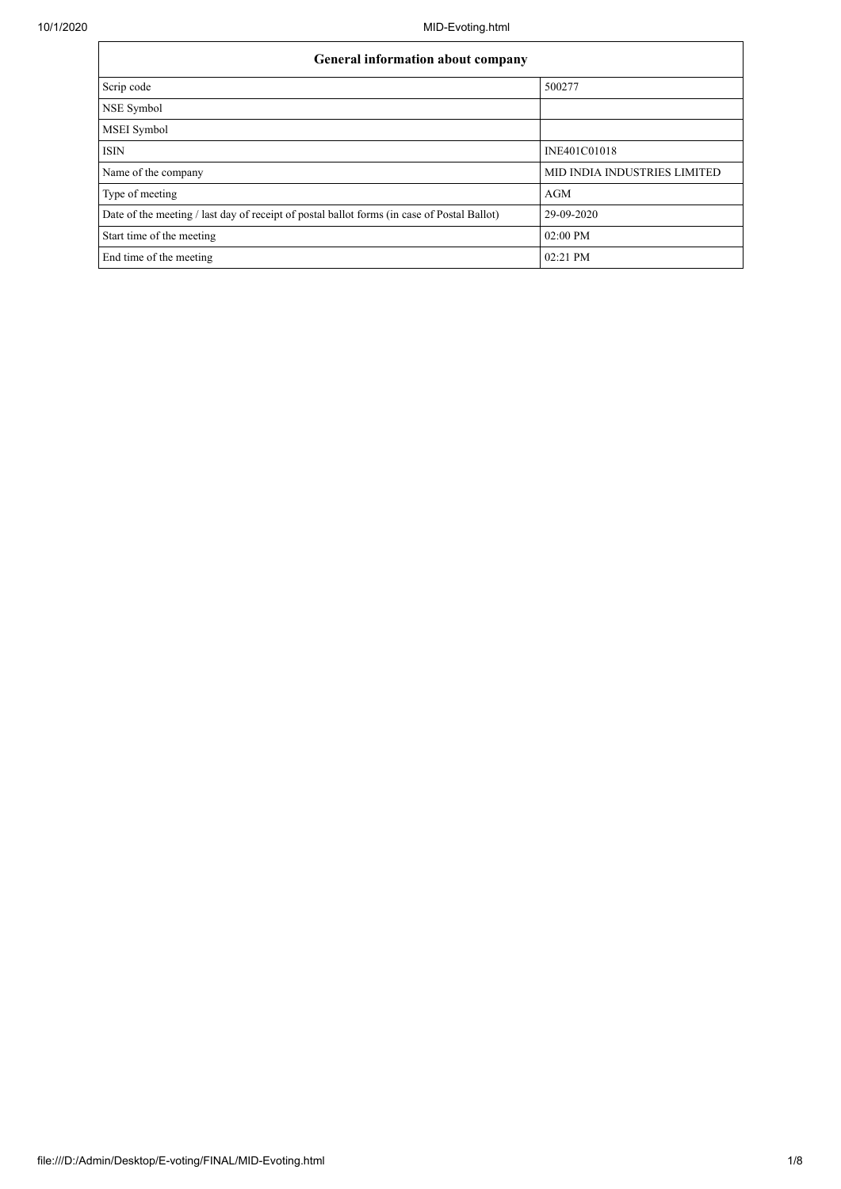| General information about company | |
|---|---|
| Scrip code | 500277 |
| NSE Symbol | |
| MSEI Symbol | |
| ISIN | INE401C01018 |
| Name of the company | MID INDIA INDUSTRIES LIMITED |
| Type of meeting | AGM |
| Date of the meeting / last day of receipt of postal ballot forms (in case of Postal Ballot) | 29-09-2020 |
| Start time of the meeting | 02:00 PM |
| End time of the meeting | 02:21 PM |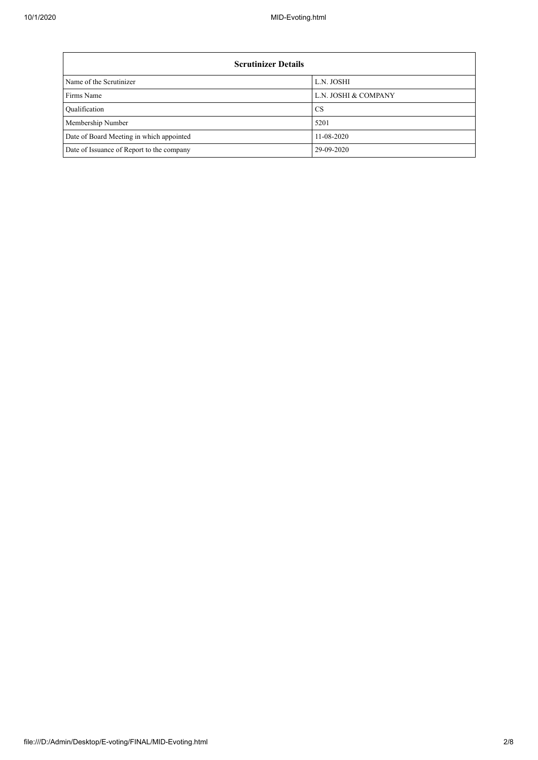| Scrutinizer Details | |
|---|---|
| Name of the Scrutinizer | L.N. JOSHI |
| Firms Name | L.N. JOSHI & COMPANY |
| Qualification | CS |
| Membership Number | 5201 |
| Date of Board Meeting in which appointed | 11-08-2020 |
| Date of Issuance of Report to the company | 29-09-2020 |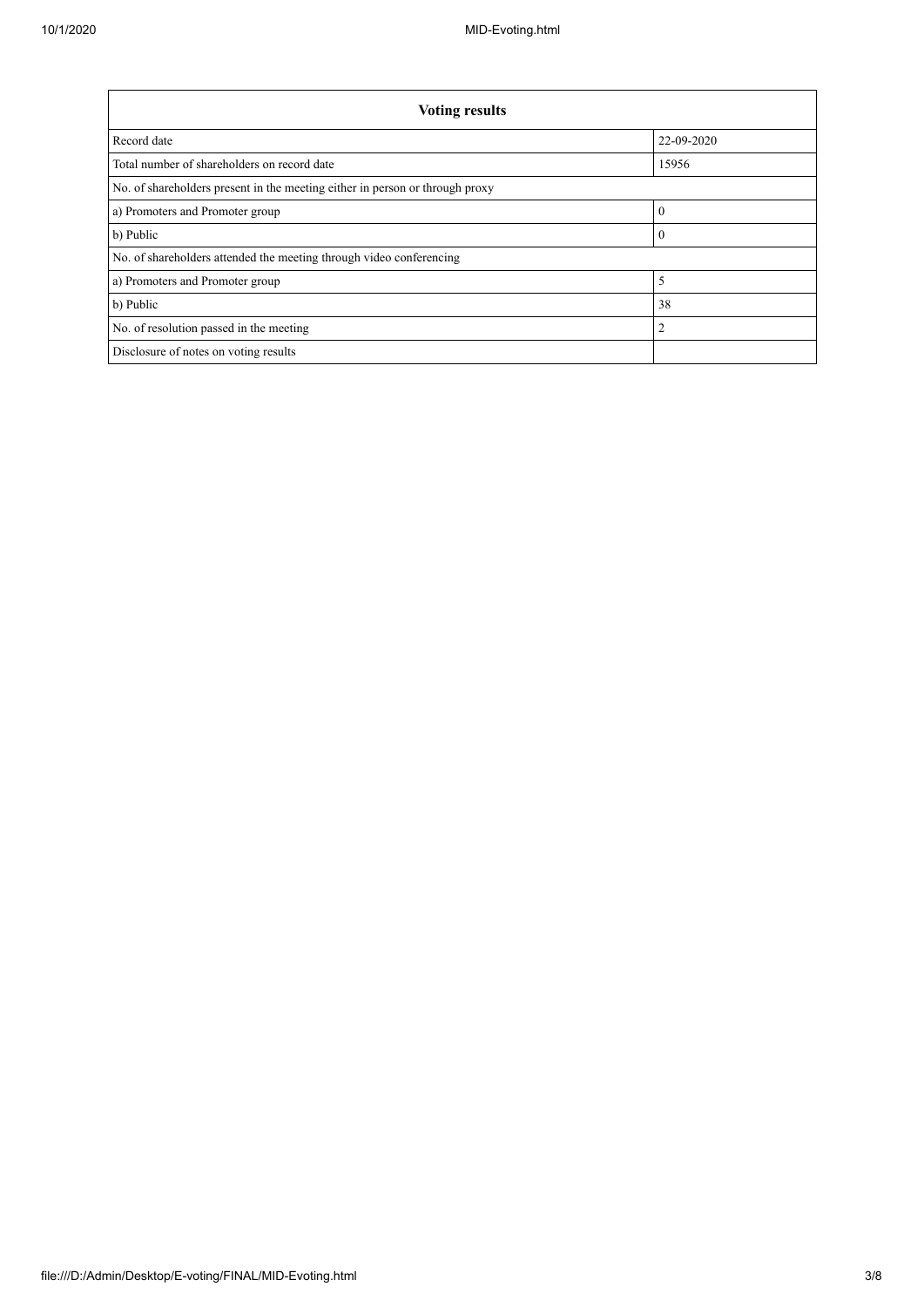| Voting results | |
|---|---|
| Record date | 22-09-2020 |
| Total number of shareholders on record date | 15956 |
| No. of shareholders present in the meeting either in person or through proxy | |
| a) Promoters and Promoter group | 0 |
| b) Public | 0 |
| No. of shareholders attended the meeting through video conferencing | |
| a) Promoters and Promoter group | 5 |
| b) Public | 38 |
| No. of resolution passed in the meeting | 2 |
| Disclosure of notes on voting results | |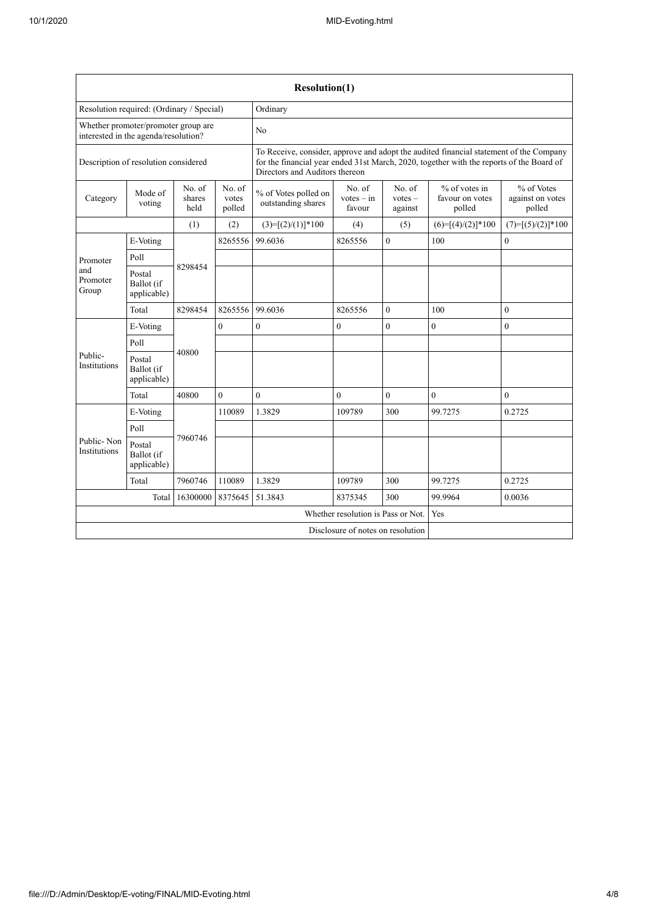| Resolution(1) | | | | | | | | |
|---|---|---|---|---|---|---|---|---|
| Resolution required: (Ordinary / Special) | | | | Ordinary | | | | |
| Whether promoter/promoter group are interested in the agenda/resolution? | | | | No | | | | |
| Description of resolution considered | | | | To Receive, consider, approve and adopt the audited financial statement of the Company for the financial year ended 31st March, 2020, together with the reports of the Board of Directors and Auditors thereon | | | | |
| Category | Mode of voting | No. of shares held | No. of votes polled | % of Votes polled on outstanding shares | No. of votes – in favour | No. of votes – against | % of votes in favour on votes polled | % of Votes against on votes polled |
| | | (1) | (2) | (3)=[(2)/(1)]*100 | (4) | (5) | (6)=[(4)/(2)]*100 | (7)=[(5)/(2)]*100 |
| Promoter and Promoter Group | E-Voting | 8298454 | 8265556 | 99.6036 | 8265556 | 0 | 100 | 0 |
| | Poll | | | | | | | |
| | Postal Ballot (if applicable) | | | | | | | |
| | Total | 8298454 | 8265556 | 99.6036 | 8265556 | 0 | 100 | 0 |
| Public-Institutions | E-Voting | 40800 | 0 | 0 | 0 | 0 | 0 | 0 |
| | Poll | | | | | | | |
| | Postal Ballot (if applicable) | | | | | | | |
| | Total | 40800 | 0 | 0 | 0 | 0 | 0 | 0 |
| Public- Non Institutions | E-Voting | 7960746 | 110089 | 1.3829 | 109789 | 300 | 99.7275 | 0.2725 |
| | Poll | | | | | | | |
| | Postal Ballot (if applicable) | | | | | | | |
| | Total | 7960746 | 110089 | 1.3829 | 109789 | 300 | 99.7275 | 0.2725 |
| | Total | 16300000 | 8375645 | 51.3843 | 8375345 | 300 | 99.9964 | 0.0036 |
| Whether resolution is Pass or Not. | | | | | | | Yes | |
| Disclosure of notes on resolution | | | | | | | | |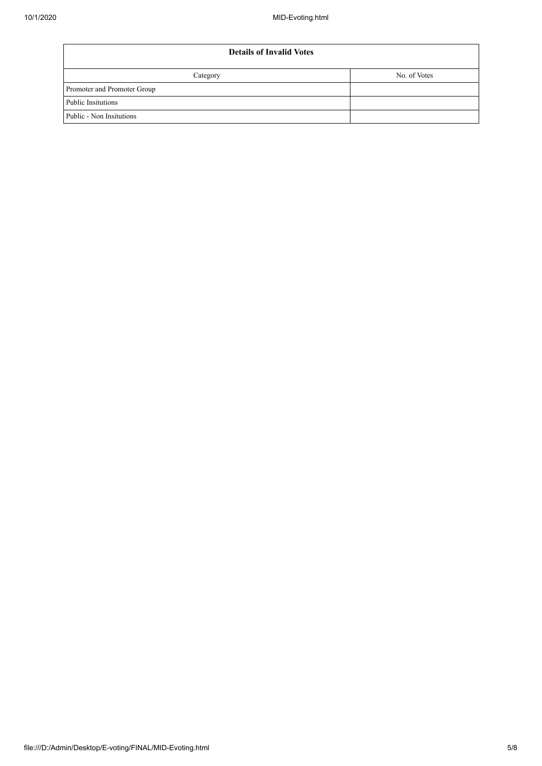| Details of Invalid Votes | |
|---|---|
| Category | No. of Votes |
| Promoter and Promoter Group | |
| Public Insitutions | |
| Public - Non Insitutions | |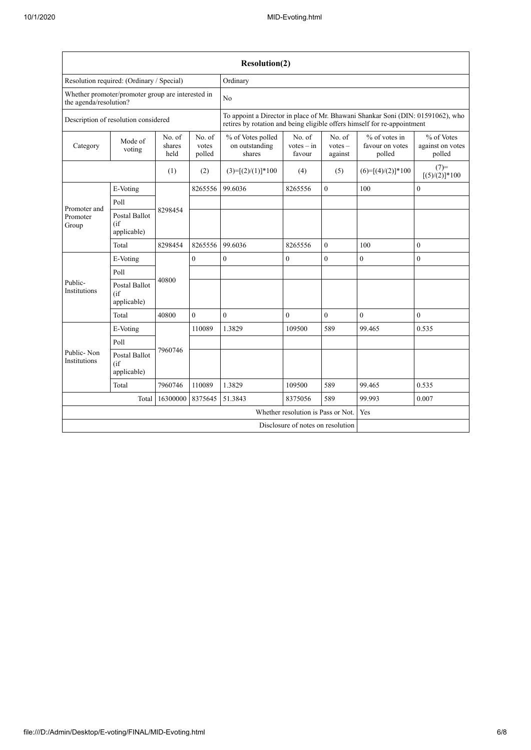| Resolution(2) | | | | | | | | |
|---|---|---|---|---|---|---|---|---|
| Resolution required: (Ordinary / Special) | | | | Ordinary | | | | |
| Whether promoter/promoter group are interested in the agenda/resolution? | | | | No | | | | |
| Description of resolution considered | | | | To appoint a Director in place of Mr. Bhawani Shankar Soni (DIN: 01591062), who retires by rotation and being eligible offers himself for re-appointment | | | | |
| Category | Mode of voting | No. of shares held | No. of votes polled | % of Votes polled on outstanding shares | No. of votes – in favour | No. of votes – against | % of votes in favour on votes polled | % of Votes against on votes polled |
| | | (1) | (2) | (3)=[(2)/(1)]*100 | (4) | (5) | (6)=[(4)/(2)]*100 | (7)=[(5)/(2)]*100 |
| Promoter and Promoter Group | E-Voting | 8298454 | 8265556 | 99.6036 | 8265556 | 0 | 100 | 0 |
| | Poll | | | | | | | |
| | Postal Ballot (if applicable) | | | | | | | |
| | Total | 8298454 | 8265556 | 99.6036 | 8265556 | 0 | 100 | 0 |
| Public- Institutions | E-Voting | 40800 | 0 | 0 | 0 | 0 | 0 | 0 |
| | Poll | | | | | | | |
| | Postal Ballot (if applicable) | | | | | | | |
| | Total | 40800 | 0 | 0 | 0 | 0 | 0 | 0 |
| Public- Non Institutions | E-Voting | 7960746 | 110089 | 1.3829 | 109500 | 589 | 99.465 | 0.535 |
| | Poll | | | | | | | |
| | Postal Ballot (if applicable) | | | | | | | |
| | Total | 7960746 | 110089 | 1.3829 | 109500 | 589 | 99.465 | 0.535 |
| | Total | 16300000 | 8375645 | 51.3843 | 8375056 | 589 | 99.993 | 0.007 |
| Whether resolution is Pass or Not. | | | | | | | Yes | |
| Disclosure of notes on resolution | | | | | | | | |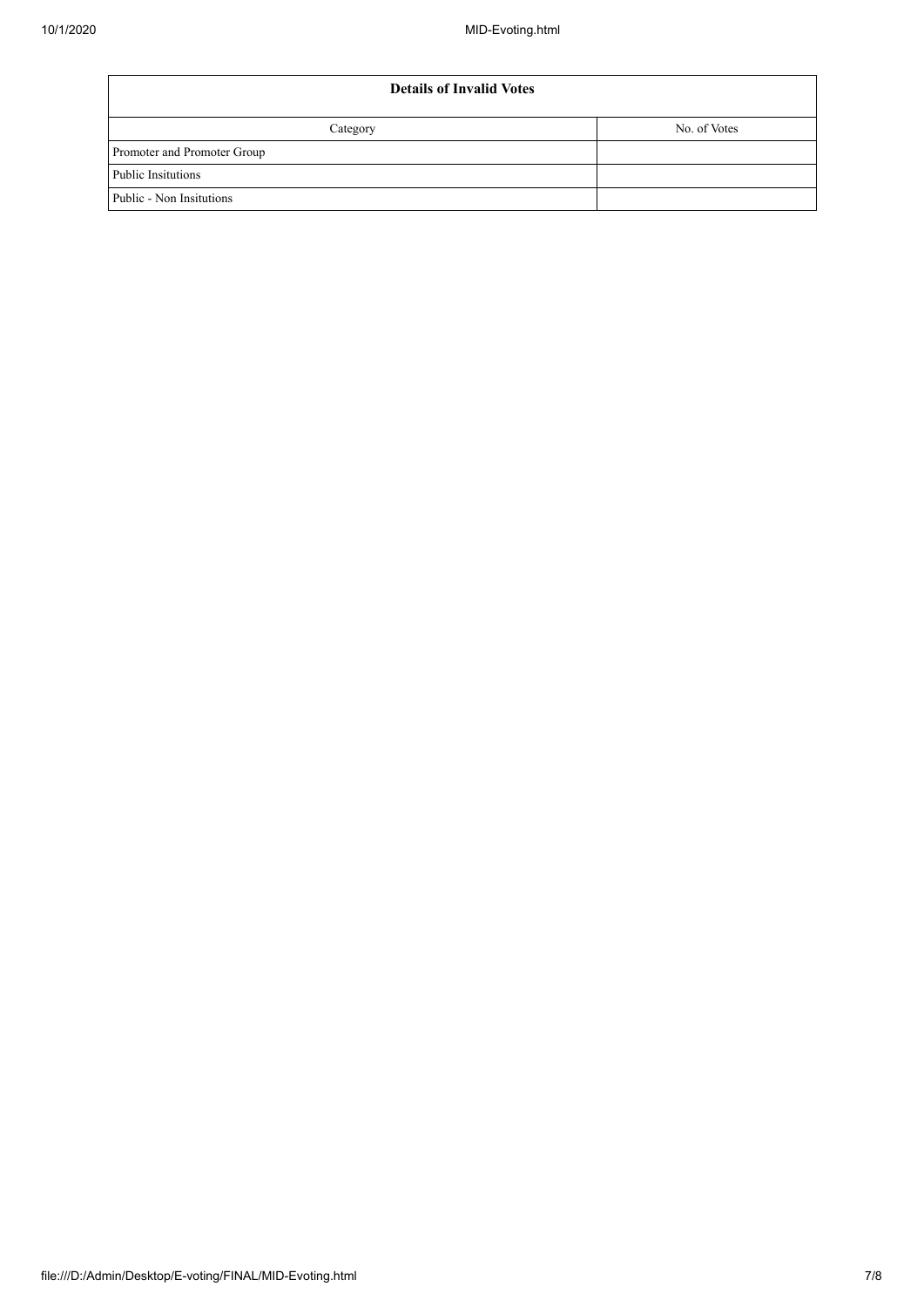| Details of Invalid Votes | |
|---|---|
| Category | No. of Votes |
| Promoter and Promoter Group | |
| Public Insitutions | |
| Public - Non Insitutions | |